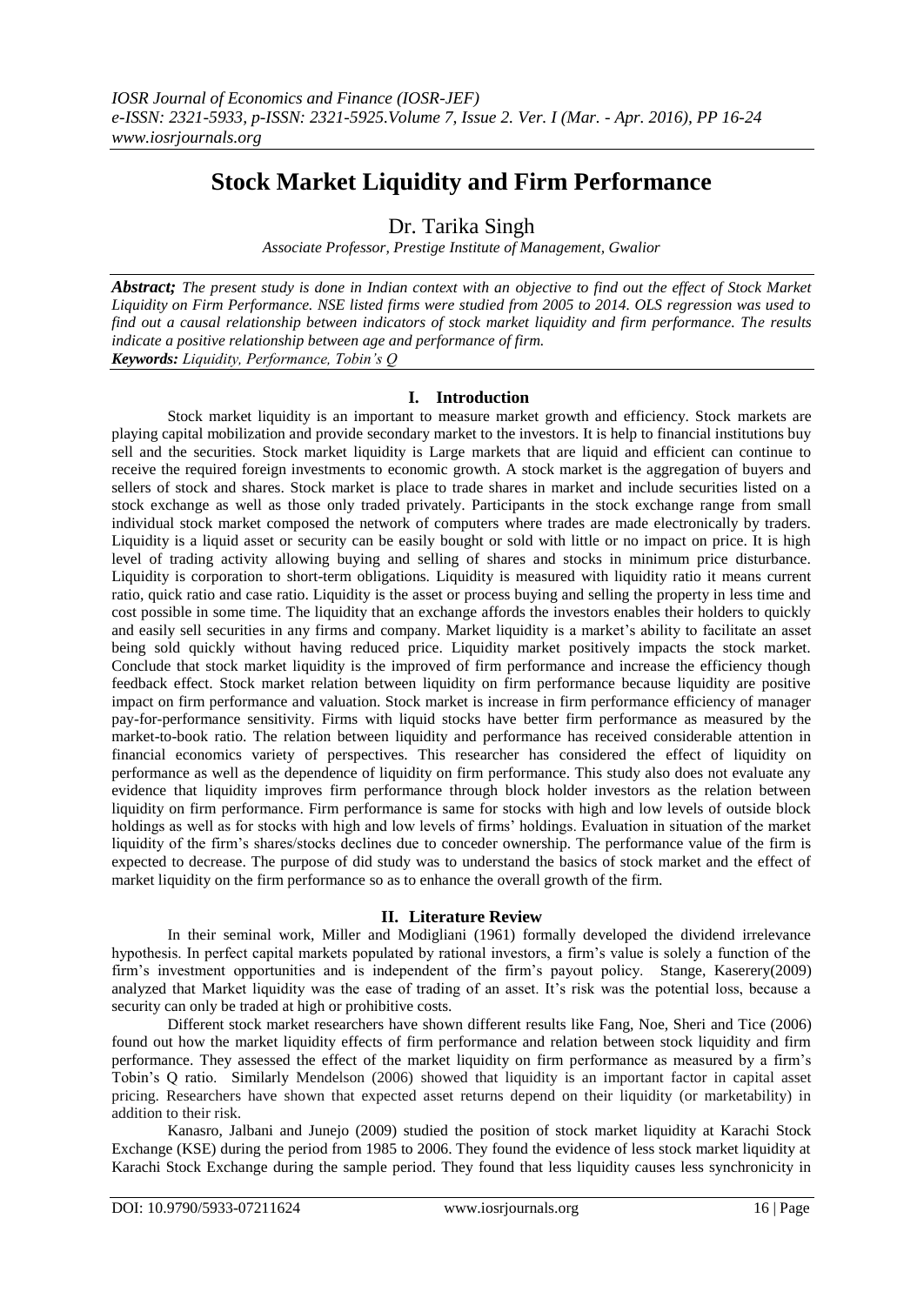# Stock Market Liquidity and Firm Performance

## Dr. Tarika Singh

*Associate Professor, Prestige Institute of Management, Gwalior*

***Abstract;*** *The present study is done in Indian context with an objective to find out the effect of Stock Market Liquidity on Firm Performance. NSE listed firms were studied from 2005 to 2014. OLS regression was used to find out a causal relationship between indicators of stock market liquidity and firm performance. The results indicate a positive relationship between age and performance of firm.*

***Keywords:*** *Liquidity, Performance, Tobin's Q*

## I. Introduction

Stock market liquidity is an important to measure market growth and efficiency. Stock markets are playing capital mobilization and provide secondary market to the investors. It is help to financial institutions buy sell and the securities. Stock market liquidity is Large markets that are liquid and efficient can continue to receive the required foreign investments to economic growth. A stock market is the aggregation of buyers and sellers of stock and shares. Stock market is place to trade shares in market and include securities listed on a stock exchange as well as those only traded privately. Participants in the stock exchange range from small individual stock market composed the network of computers where trades are made electronically by traders. Liquidity is a liquid asset or security can be easily bought or sold with little or no impact on price. It is high level of trading activity allowing buying and selling of shares and stocks in minimum price disturbance. Liquidity is corporation to short-term obligations. Liquidity is measured with liquidity ratio it means current ratio, quick ratio and case ratio. Liquidity is the asset or process buying and selling the property in less time and cost possible in some time. The liquidity that an exchange affords the investors enables their holders to quickly and easily sell securities in any firms and company. Market liquidity is a market's ability to facilitate an asset being sold quickly without having reduced price. Liquidity market positively impacts the stock market. Conclude that stock market liquidity is the improved of firm performance and increase the efficiency though feedback effect. Stock market relation between liquidity on firm performance because liquidity are positive impact on firm performance and valuation. Stock market is increase in firm performance efficiency of manager pay-for-performance sensitivity. Firms with liquid stocks have better firm performance as measured by the market-to-book ratio. The relation between liquidity and performance has received considerable attention in financial economics variety of perspectives. This researcher has considered the effect of liquidity on performance as well as the dependence of liquidity on firm performance. This study also does not evaluate any evidence that liquidity improves firm performance through block holder investors as the relation between liquidity on firm performance. Firm performance is same for stocks with high and low levels of outside block holdings as well as for stocks with high and low levels of firms' holdings. Evaluation in situation of the market liquidity of the firm's shares/stocks declines due to conceder ownership. The performance value of the firm is expected to decrease. The purpose of did study was to understand the basics of stock market and the effect of market liquidity on the firm performance so as to enhance the overall growth of the firm.

## II. Literature Review

In their seminal work, Miller and Modigliani (1961) formally developed the dividend irrelevance hypothesis. In perfect capital markets populated by rational investors, a firm's value is solely a function of the firm's investment opportunities and is independent of the firm's payout policy. Stange, Kaserery(2009) analyzed that Market liquidity was the ease of trading of an asset. It's risk was the potential loss, because a security can only be traded at high or prohibitive costs.

Different stock market researchers have shown different results like Fang, Noe, Sheri and Tice (2006) found out how the market liquidity effects of firm performance and relation between stock liquidity and firm performance. They assessed the effect of the market liquidity on firm performance as measured by a firm's Tobin's Q ratio. Similarly Mendelson (2006) showed that liquidity is an important factor in capital asset pricing. Researchers have shown that expected asset returns depend on their liquidity (or marketability) in addition to their risk.

Kanasro, Jalbani and Junejo (2009) studied the position of stock market liquidity at Karachi Stock Exchange (KSE) during the period from 1985 to 2006. They found the evidence of less stock market liquidity at Karachi Stock Exchange during the sample period. They found that less liquidity causes less synchronicity in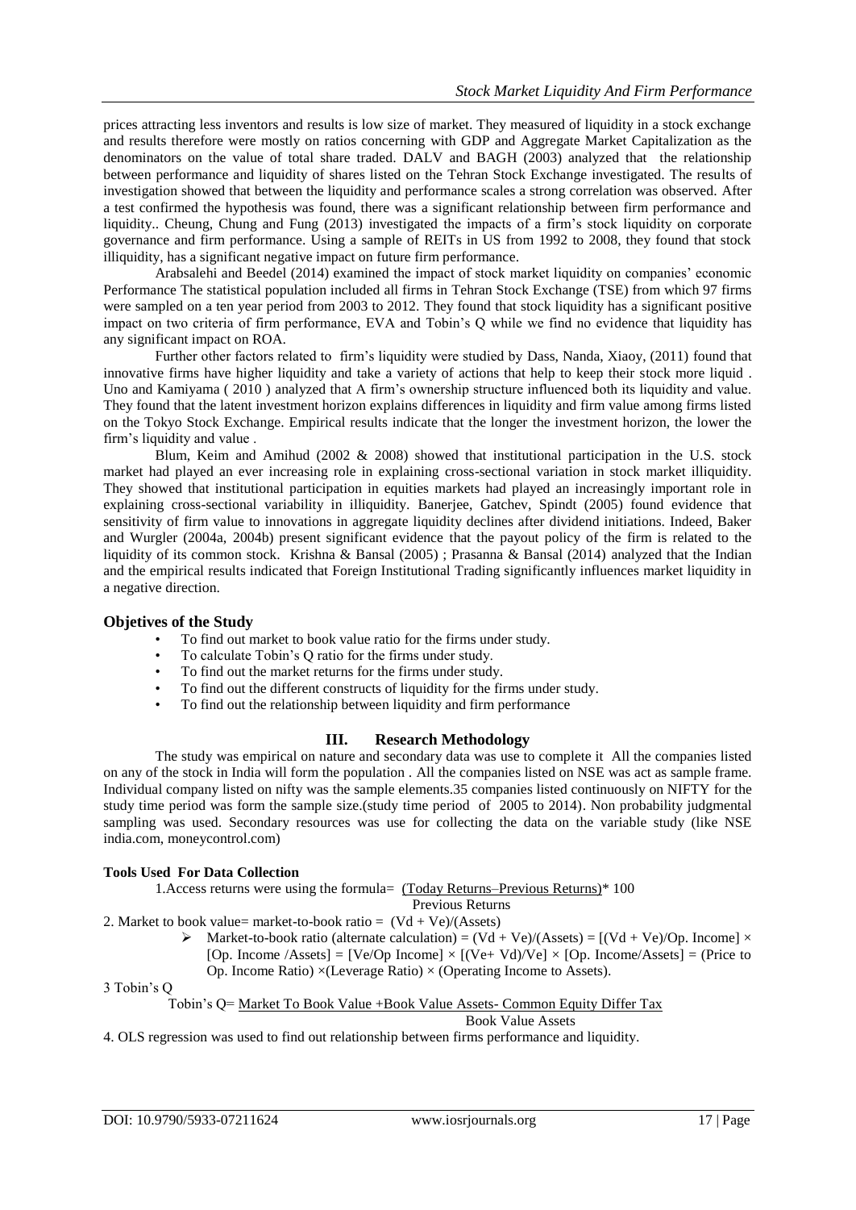prices attracting less inventors and results is low size of market. They measured of liquidity in a stock exchange and results therefore were mostly on ratios concerning with GDP and Aggregate Market Capitalization as the denominators on the value of total share traded. DALV and BAGH (2003) analyzed that the relationship between performance and liquidity of shares listed on the Tehran Stock Exchange investigated. The results of investigation showed that between the liquidity and performance scales a strong correlation was observed. After a test confirmed the hypothesis was found, there was a significant relationship between firm performance and liquidity.. Cheung, Chung and Fung (2013) investigated the impacts of a firm's stock liquidity on corporate governance and firm performance. Using a sample of REITs in US from 1992 to 2008, they found that stock illiquidity, has a significant negative impact on future firm performance.

Arabsalehi and Beedel (2014) examined the impact of stock market liquidity on companies' economic Performance The statistical population included all firms in Tehran Stock Exchange (TSE) from which 97 firms were sampled on a ten year period from 2003 to 2012. They found that stock liquidity has a significant positive impact on two criteria of firm performance, EVA and Tobin's Q while we find no evidence that liquidity has any significant impact on ROA.

Further other factors related to firm's liquidity were studied by Dass, Nanda, Xiaoy, (2011) found that innovative firms have higher liquidity and take a variety of actions that help to keep their stock more liquid . Uno and Kamiyama ( 2010 ) analyzed that A firm's ownership structure influenced both its liquidity and value. They found that the latent investment horizon explains differences in liquidity and firm value among firms listed on the Tokyo Stock Exchange. Empirical results indicate that the longer the investment horizon, the lower the firm's liquidity and value .

Blum, Keim and Amihud (2002 & 2008) showed that institutional participation in the U.S. stock market had played an ever increasing role in explaining cross-sectional variation in stock market illiquidity. They showed that institutional participation in equities markets had played an increasingly important role in explaining cross-sectional variability in illiquidity. Banerjee, Gatchev, Spindt (2005) found evidence that sensitivity of firm value to innovations in aggregate liquidity declines after dividend initiations. Indeed, Baker and Wurgler (2004a, 2004b) present significant evidence that the payout policy of the firm is related to the liquidity of its common stock. Krishna & Bansal (2005) ; Prasanna & Bansal (2014) analyzed that the Indian and the empirical results indicated that Foreign Institutional Trading significantly influences market liquidity in a negative direction.

## Objetives of the Study

- To find out market to book value ratio for the firms under study.
- To calculate Tobin's Q ratio for the firms under study.
- To find out the market returns for the firms under study.
- To find out the different constructs of liquidity for the firms under study.
- To find out the relationship between liquidity and firm performance

## III. Research Methodology

The study was empirical on nature and secondary data was use to complete it All the companies listed on any of the stock in India will form the population . All the companies listed on NSE was act as sample frame. Individual company listed on nifty was the sample elements.35 companies listed continuously on NIFTY for the study time period was form the sample size.(study time period of 2005 to 2014). Non probability judgmental sampling was used. Secondary resources was use for collecting the data on the variable study (like NSE india.com, moneycontrol.com)

### Tools Used For Data Collection

1.Access returns were using the formula= $\frac{\text{(Today Returns–Previous Returns)}}{\text{Previous Returns}} * 100$

2. Market to book value= market-to-book ratio = (Vd + Ve)/(Assets)

   - Market-to-book ratio (alternate calculation) = (Vd + Ve)/(Assets) = [(Vd + Ve)/Op. Income] × [Op. Income /Assets] = [Ve/Op Income] × [(Ve+ Vd)/Ve] × [Op. Income/Assets] = (Price to Op. Income Ratio) ×(Leverage Ratio) × (Operating Income to Assets).

3 Tobin's Q

$$\text{Tobin's Q} = \frac{\text{Market To Book Value + Book Value Assets - Common Equity Differ Tax}}{\text{Book Value Assets}}$$

4. OLS regression was used to find out relationship between firms performance and liquidity.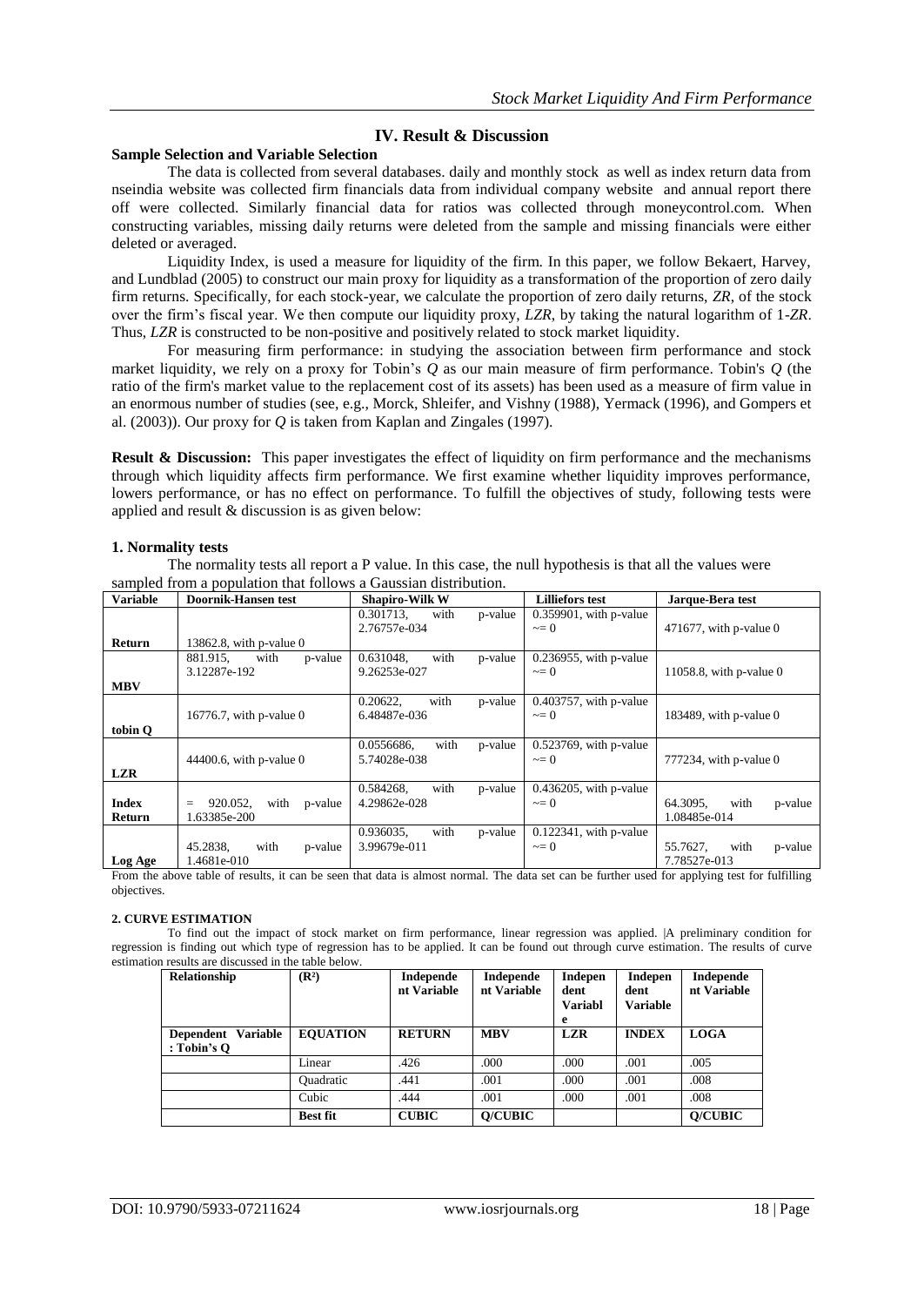## IV. Result & Discussion

### Sample Selection and Variable Selection

The data is collected from several databases. daily and monthly stock as well as index return data from nseindia website was collected firm financials data from individual company website and annual report there off were collected. Similarly financial data for ratios was collected through moneycontrol.com. When constructing variables, missing daily returns were deleted from the sample and missing financials were either deleted or averaged.

Liquidity Index, is used a measure for liquidity of the firm. In this paper, we follow Bekaert, Harvey, and Lundblad (2005) to construct our main proxy for liquidity as a transformation of the proportion of zero daily firm returns. Specifically, for each stock-year, we calculate the proportion of zero daily returns, *ZR*, of the stock over the firm's fiscal year. We then compute our liquidity proxy, *LZR*, by taking the natural logarithm of 1-*ZR*. Thus, *LZR* is constructed to be non-positive and positively related to stock market liquidity.

For measuring firm performance: in studying the association between firm performance and stock market liquidity, we rely on a proxy for Tobin's *Q* as our main measure of firm performance. Tobin's *Q* (the ratio of the firm's market value to the replacement cost of its assets) has been used as a measure of firm value in an enormous number of studies (see, e.g., Morck, Shleifer, and Vishny (1988), Yermack (1996), and Gompers et al. (2003)). Our proxy for *Q* is taken from Kaplan and Zingales (1997).

**Result & Discussion:** This paper investigates the effect of liquidity on firm performance and the mechanisms through which liquidity affects firm performance. We first examine whether liquidity improves performance, lowers performance, or has no effect on performance. To fulfill the objectives of study, following tests were applied and result & discussion is as given below:

### 1. Normality tests

The normality tests all report a P value. In this case, the null hypothesis is that all the values were sampled from a population that follows a Gaussian distribution.

| Variable | Doornik-Hansen test | Shapiro-Wilk W | Lilliefors test | Jarque-Bera test |
|---|---|---|---|---|
| Return | 13862.8, with p-value 0 | 0.301713, with p-value 2.76757e-034 | 0.359901, with p-value ~= 0 | 471677, with p-value 0 |
| MBV | 881.915, with p-value 3.12287e-192 | 0.631048, with p-value 9.26253e-027 | 0.236955, with p-value ~= 0 | 11058.8, with p-value 0 |
| tobin Q | 16776.7, with p-value 0 | 0.20622, with p-value 6.48487e-036 | 0.403757, with p-value ~= 0 | 183489, with p-value 0 |
| LZR | 44400.6, with p-value 0 | 0.0556686, with p-value 5.74028e-038 | 0.523769, with p-value ~= 0 | 777234, with p-value 0 |
| Index Return | = 920.052, with p-value 1.63385e-200 | 0.584268, with p-value 4.29862e-028 | 0.436205, with p-value ~= 0 | 64.3095, with p-value 1.08485e-014 |
| Log Age | 45.2838, with p-value 1.4681e-010 | 0.936035, with p-value 3.99679e-011 | 0.122341, with p-value ~= 0 | 55.7627, with p-value 7.78527e-013 |

From the above table of results, it can be seen that data is almost normal. The data set can be further used for applying test for fulfilling objectives.

### 2. CURVE ESTIMATION

To find out the impact of stock market on firm performance, linear regression was applied. |A preliminary condition for regression is finding out which type of regression has to be applied. It can be found out through curve estimation. The results of curve estimation results are discussed in the table below.

| Relationship | ($R^2$) | Independent Variable | Independent Variable | Independent Variable | Independent Variable | Independent Variable |
|---|---|---|---|---|---|---|
| Dependent Variable : Tobin's Q | EQUATION | RETURN | MBV | LZR | INDEX | LOGA |
| | Linear | .426 | .000 | .000 | .001 | .005 |
| | Quadratic | .441 | .001 | .000 | .001 | .008 |
| | Cubic | .444 | .001 | .000 | .001 | .008 |
| | Best fit | CUBIC | Q/CUBIC | | | Q/CUBIC |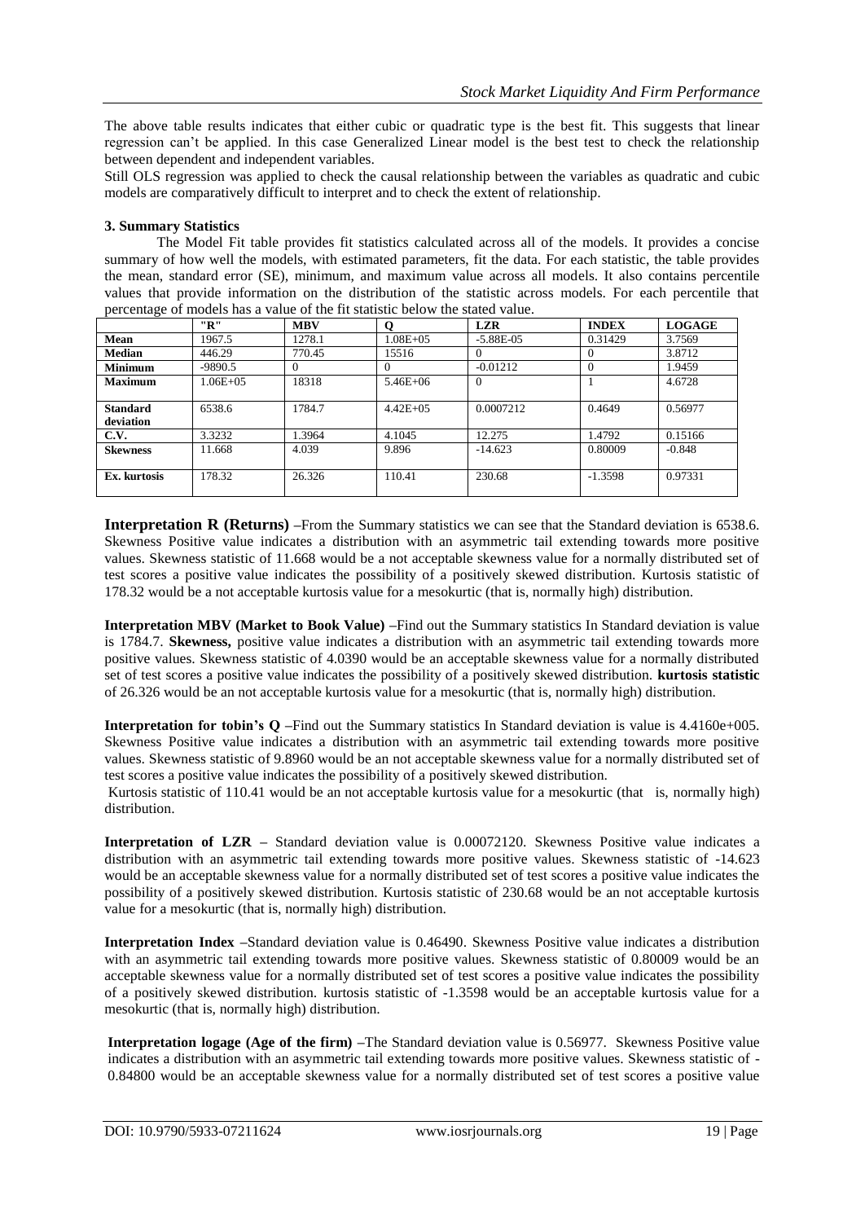The above table results indicates that either cubic or quadratic type is the best fit. This suggests that linear regression can't be applied. In this case Generalized Linear model is the best test to check the relationship between dependent and independent variables.

Still OLS regression was applied to check the causal relationship between the variables as quadratic and cubic models are comparatively difficult to interpret and to check the extent of relationship.

**3. Summary Statistics**

The Model Fit table provides fit statistics calculated across all of the models. It provides a concise summary of how well the models, with estimated parameters, fit the data. For each statistic, the table provides the mean, standard error (SE), minimum, and maximum value across all models. It also contains percentile values that provide information on the distribution of the statistic across models. For each percentile that percentage of models has a value of the fit statistic below the stated value.

| | "R" | MBV | Q | LZR | INDEX | LOGAGE |
|---|---|---|---|---|---|---|
| **Mean** | 1967.5 | 1278.1 | 1.08E+05 | -5.88E-05 | 0.31429 | 3.7569 |
| **Median** | 446.29 | 770.45 | 15516 | 0 | 0 | 3.8712 |
| **Minimum** | -9890.5 | 0 | 0 | -0.01212 | 0 | 1.9459 |
| **Maximum** | 1.06E+05 | 18318 | 5.46E+06 | 0 | 1 | 4.6728 |
| **Standard deviation** | 6538.6 | 1784.7 | 4.42E+05 | 0.0007212 | 0.4649 | 0.56977 |
| **C.V.** | 3.3232 | 1.3964 | 4.1045 | 12.275 | 1.4792 | 0.15166 |
| **Skewness** | 11.668 | 4.039 | 9.896 | -14.623 | 0.80009 | -0.848 |
| **Ex. kurtosis** | 178.32 | 26.326 | 110.41 | 230.68 | -1.3598 | 0.97331 |

**Interpretation R (Returns) –**From the Summary statistics we can see that the Standard deviation is 6538.6. Skewness Positive value indicates a distribution with an asymmetric tail extending towards more positive values. Skewness statistic of 11.668 would be a not acceptable skewness value for a normally distributed set of test scores a positive value indicates the possibility of a positively skewed distribution. Kurtosis statistic of 178.32 would be a not acceptable kurtosis value for a mesokurtic (that is, normally high) distribution.

**Interpretation MBV (Market to Book Value) –**Find out the Summary statistics In Standard deviation is value is 1784.7. **Skewness,** positive value indicates a distribution with an asymmetric tail extending towards more positive values. Skewness statistic of 4.0390 would be an acceptable skewness value for a normally distributed set of test scores a positive value indicates the possibility of a positively skewed distribution. **kurtosis statistic** of 26.326 would be an not acceptable kurtosis value for a mesokurtic (that is, normally high) distribution.

**Interpretation for tobin's Q –**Find out the Summary statistics In Standard deviation is value is 4.4160e+005. Skewness Positive value indicates a distribution with an asymmetric tail extending towards more positive values. Skewness statistic of 9.8960 would be an not acceptable skewness value for a normally distributed set of test scores a positive value indicates the possibility of a positively skewed distribution.

Kurtosis statistic of 110.41 would be an not acceptable kurtosis value for a mesokurtic (that is, normally high) distribution.

**Interpretation of LZR –** Standard deviation value is 0.00072120. Skewness Positive value indicates a distribution with an asymmetric tail extending towards more positive values. Skewness statistic of -14.623 would be an acceptable skewness value for a normally distributed set of test scores a positive value indicates the possibility of a positively skewed distribution. Kurtosis statistic of 230.68 would be an not acceptable kurtosis value for a mesokurtic (that is, normally high) distribution.

**Interpretation Index –**Standard deviation value is 0.46490. Skewness Positive value indicates a distribution with an asymmetric tail extending towards more positive values. Skewness statistic of 0.80009 would be an acceptable skewness value for a normally distributed set of test scores a positive value indicates the possibility of a positively skewed distribution. kurtosis statistic of -1.3598 would be an acceptable kurtosis value for a mesokurtic (that is, normally high) distribution.

**Interpretation logage (Age of the firm) –**The Standard deviation value is 0.56977. Skewness Positive value indicates a distribution with an asymmetric tail extending towards more positive values. Skewness statistic of -0.84800 would be an acceptable skewness value for a normally distributed set of test scores a positive value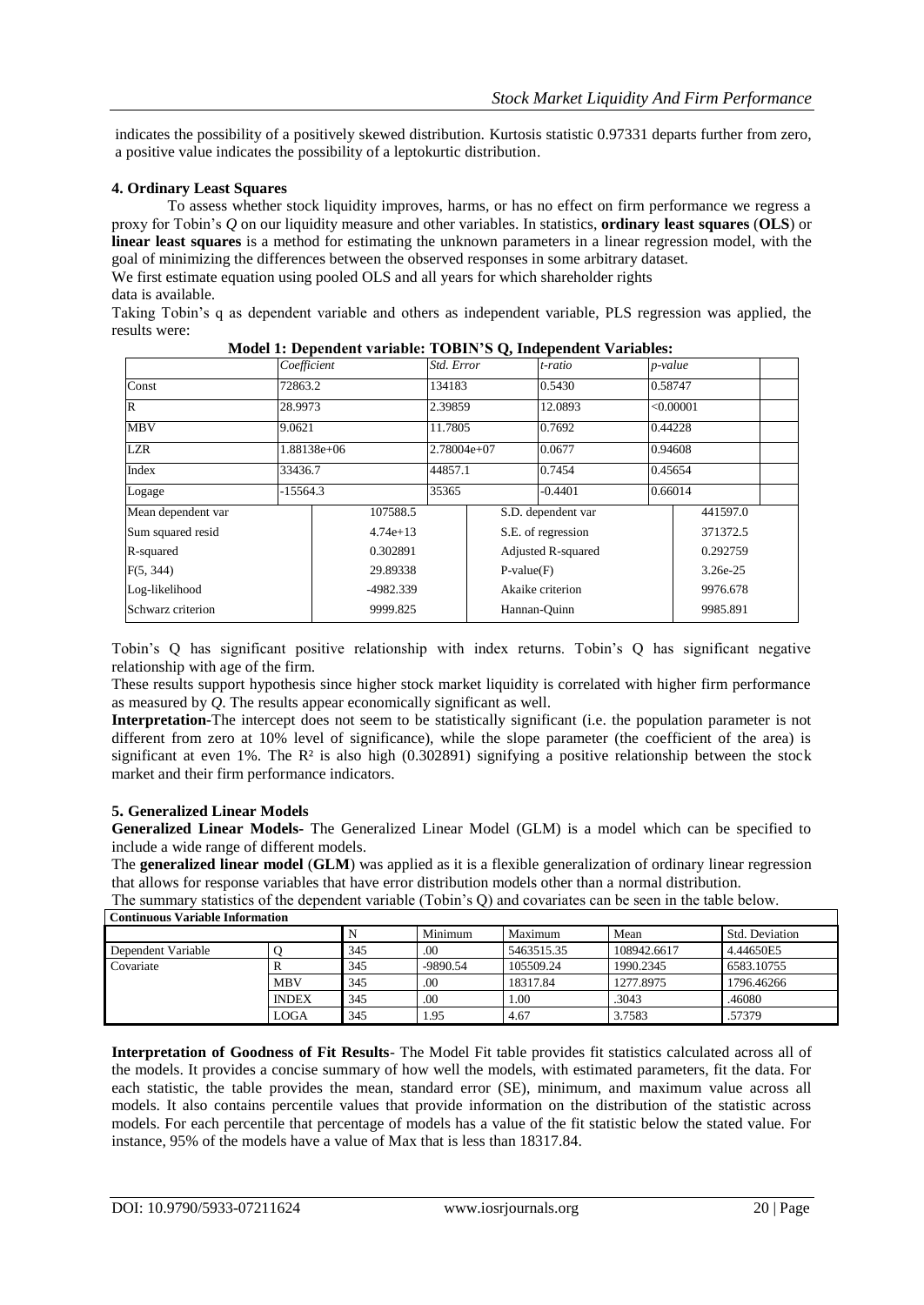indicates the possibility of a positively skewed distribution. Kurtosis statistic 0.97331 departs further from zero, a positive value indicates the possibility of a leptokurtic distribution.

### 4. Ordinary Least Squares

To assess whether stock liquidity improves, harms, or has no effect on firm performance we regress a proxy for Tobin's *Q* on our liquidity measure and other variables. In statistics, **ordinary least squares** (**OLS**) or **linear least squares** is a method for estimating the unknown parameters in a linear regression model, with the goal of minimizing the differences between the observed responses in some arbitrary dataset.

We first estimate equation using pooled OLS and all years for which shareholder rights data is available.

Taking Tobin's q as dependent variable and others as independent variable, PLS regression was applied, the results were:

**Model 1: Dependent variable: TOBIN'S Q, Independent Variables:**

| | *Coefficient* | *Std. Error* | *t-ratio* | *p-value* |
|---|---|---|---|---|
| Const | 72863.2 | 134183 | 0.5430 | 0.58747 |
| R | 28.9973 | 2.39859 | 12.0893 | <0.00001 |
| MBV | 9.0621 | 11.7805 | 0.7692 | 0.44228 |
| LZR | 1.88138e+06 | 2.78004e+07 | 0.0677 | 0.94608 |
| Index | 33436.7 | 44857.1 | 0.7454 | 0.45654 |
| Logage | -15564.3 | 35365 | -0.4401 | 0.66014 |

| | | | |
|---|---|---|---|
| Mean dependent var | 107588.5 | S.D. dependent var | 441597.0 |
| Sum squared resid | 4.74e+13 | S.E. of regression | 371372.5 |
| R-squared | 0.302891 | Adjusted R-squared | 0.292759 |
| F(5, 344) | 29.89338 | P-value(F) | 3.26e-25 |
| Log-likelihood | -4982.339 | Akaike criterion | 9976.678 |
| Schwarz criterion | 9999.825 | Hannan-Quinn | 9985.891 |

Tobin's Q has significant positive relationship with index returns. Tobin's Q has significant negative relationship with age of the firm.

These results support hypothesis since higher stock market liquidity is correlated with higher firm performance as measured by *Q*. The results appear economically significant as well.

**Interpretation**-The intercept does not seem to be statistically significant (i.e. the population parameter is not different from zero at 10% level of significance), while the slope parameter (the coefficient of the area) is significant at even 1%. The $R^2$ is also high (0.302891) signifying a positive relationship between the stock market and their firm performance indicators.

### 5. Generalized Linear Models

**Generalized Linear Models**- The Generalized Linear Model (GLM) is a model which can be specified to include a wide range of different models.

The **generalized linear model** (**GLM**) was applied as it is a flexible generalization of ordinary linear regression that allows for response variables that have error distribution models other than a normal distribution.

The summary statistics of the dependent variable (Tobin's Q) and covariates can be seen in the table below.

**Continuous Variable Information**

| | | N | Minimum | Maximum | Mean | Std. Deviation |
|---|---|---|---|---|---|---|
| Dependent Variable | Q | 345 | .00 | 5463515.35 | 108942.6617 | 4.44650E5 |
| Covariate | R | 345 | -9890.54 | 105509.24 | 1990.2345 | 6583.10755 |
| | MBV | 345 | .00 | 18317.84 | 1277.8975 | 1796.46266 |
| | INDEX | 345 | .00 | 1.00 | .3043 | .46080 |
| | LOGA | 345 | 1.95 | 4.67 | 3.7583 | .57379 |

**Interpretation of Goodness of Fit Results**- The Model Fit table provides fit statistics calculated across all of the models. It provides a concise summary of how well the models, with estimated parameters, fit the data. For each statistic, the table provides the mean, standard error (SE), minimum, and maximum value across all models. It also contains percentile values that provide information on the distribution of the statistic across models. For each percentile that percentage of models has a value of the fit statistic below the stated value. For instance, 95% of the models have a value of Max that is less than 18317.84.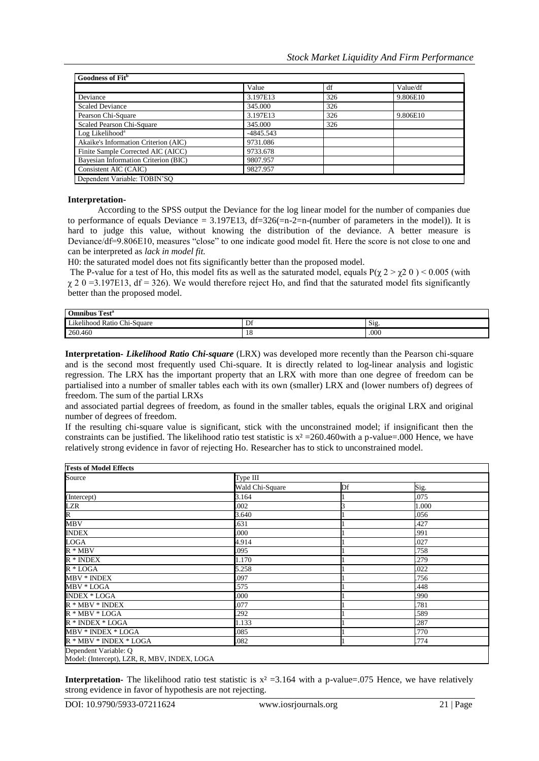| Goodness of Fit[b] | | | |
|---|---|---|---|
| | Value | df | Value/df |
| Deviance | 3.197E13 | 326 | 9.806E10 |
| Scaled Deviance | 345.000 | 326 | |
| Pearson Chi-Square | 3.197E13 | 326 | 9.806E10 |
| Scaled Pearson Chi-Square | 345.000 | 326 | |
| Log Likelihood[a] | -4845.543 | | |
| Akaike's Information Criterion (AIC) | 9731.086 | | |
| Finite Sample Corrected AIC (AICC) | 9733.678 | | |
| Bayesian Information Criterion (BIC) | 9807.957 | | |
| Consistent AIC (CAIC) | 9827.957 | | |
| Dependent Variable: TOBIN'SQ | | | |

**Interpretation-**

According to the SPSS output the Deviance for the log linear model for the number of companies due to performance of equals Deviance = 3.197E13, df=326(=n-2=n-(number of parameters in the model)). It is hard to judge this value, without knowing the distribution of the deviance. A better measure is Deviance/df=9.806E10, measures "close" to one indicate good model fit. Here the score is not close to one and can be interpreted as *lack in model fit.*

H0: the saturated model does not fits significantly better than the proposed model.

The P-value for a test of Ho, this model fits as well as the saturated model, equals $P(\chi 2 > \chi 2\ 0) < 0.005$ (with $\chi$ 2 0 =3.197E13, df = 326). We would therefore reject Ho, and find that the saturated model fits significantly better than the proposed model.

| Omnibus Test[a] | | |
|---|---|---|
| Likelihood Ratio Chi-Square | Df | Sig. |
| 260.460 | 18 | .000 |

**Interpretation-** ***Likelihood Ratio Chi-square*** (LRX) was developed more recently than the Pearson chi-square and is the second most frequently used Chi-square. It is directly related to log-linear analysis and logistic regression. The LRX has the important property that an LRX with more than one degree of freedom can be partialised into a number of smaller tables each with its own (smaller) LRX and (lower numbers of) degrees of freedom. The sum of the partial LRXs and associated partial degrees of freedom, as found in the smaller tables, equals the original LRX and original number of degrees of freedom.

If the resulting chi-square value is significant, stick with the unconstrained model; if insignificant then the constraints can be justified. The likelihood ratio test statistic is $x^2$ =260.460with a p-value=.000 Hence, we have relatively strong evidence in favor of rejecting Ho. Researcher has to stick to unconstrained model.

| Tests of Model Effects | | | |
|---|---|---|---|
| Source | Type III | | |
| | Wald Chi-Square | Df | Sig. |
| (Intercept) | 3.164 | 1 | .075 |
| LZR | .002 | 3 | 1.000 |
| R | 3.640 | 1 | .056 |
| MBV | .631 | 1 | .427 |
| INDEX | .000 | 1 | .991 |
| LOGA | 4.914 | 1 | .027 |
| R * MBV | .095 | 1 | .758 |
| R * INDEX | 1.170 | 1 | .279 |
| R * LOGA | 5.258 | 1 | .022 |
| MBV * INDEX | .097 | 1 | .756 |
| MBV * LOGA | .575 | 1 | .448 |
| INDEX * LOGA | .000 | 1 | .990 |
| R * MBV * INDEX | .077 | 1 | .781 |
| R * MBV * LOGA | .292 | 1 | .589 |
| R * INDEX * LOGA | 1.133 | 1 | .287 |
| MBV * INDEX * LOGA | .085 | 1 | .770 |
| R * MBV * INDEX * LOGA | .082 | 1 | .774 |
| Dependent Variable: Q<br>Model: (Intercept), LZR, R, MBV, INDEX, LOGA | | | |

**Interpretation-** The likelihood ratio test statistic is $x^2$ =3.164 with a p-value=.075 Hence, we have relatively strong evidence in favor of hypothesis are not rejecting.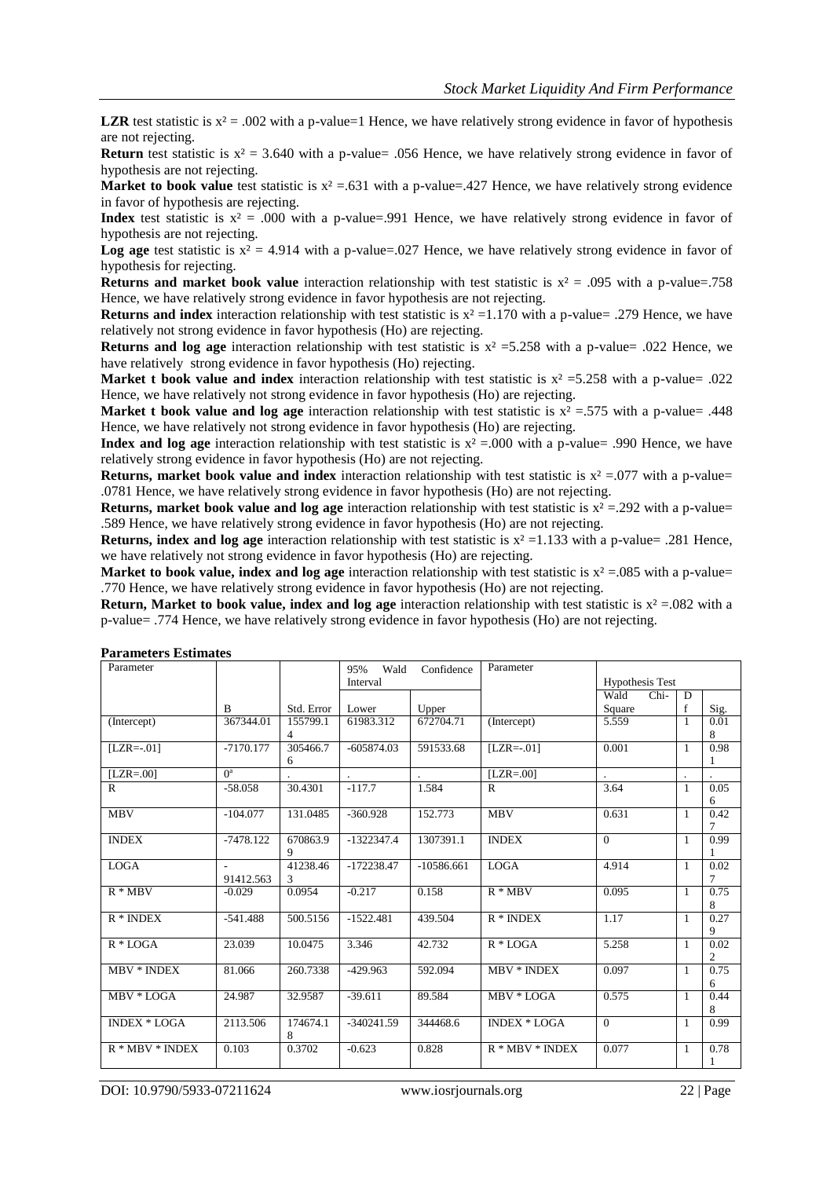**LZR** test statistic is $x^2 = .002$ with a p-value=1 Hence, we have relatively strong evidence in favor of hypothesis are not rejecting.

**Return** test statistic is $x^2 = 3.640$ with a p-value= .056 Hence, we have relatively strong evidence in favor of hypothesis are not rejecting.

**Market to book value** test statistic is $x^2 = .631$ with a p-value=.427 Hence, we have relatively strong evidence in favor of hypothesis are rejecting.

**Index** test statistic is $x^2 = .000$ with a p-value=.991 Hence, we have relatively strong evidence in favor of hypothesis are not rejecting.

**Log age** test statistic is $x^2 = 4.914$ with a p-value=.027 Hence, we have relatively strong evidence in favor of hypothesis for rejecting.

**Returns and market book value** interaction relationship with test statistic is $x^2 = .095$ with a p-value=.758 Hence, we have relatively strong evidence in favor hypothesis are not rejecting.

**Returns and index** interaction relationship with test statistic is $x^2 = 1.170$ with a p-value= .279 Hence, we have relatively not strong evidence in favor hypothesis (Ho) are rejecting.

**Returns and log age** interaction relationship with test statistic is $x^2 = 5.258$ with a p-value= .022 Hence, we have relatively strong evidence in favor hypothesis (Ho) rejecting.

**Market t book value and index** interaction relationship with test statistic is $x^2 = 5.258$ with a p-value= .022 Hence, we have relatively not strong evidence in favor hypothesis (Ho) are rejecting.

**Market t book value and log age** interaction relationship with test statistic is $x^2 = .575$ with a p-value= .448 Hence, we have relatively not strong evidence in favor hypothesis (Ho) are rejecting.

**Index and log age** interaction relationship with test statistic is $x^2 = .000$ with a p-value= .990 Hence, we have relatively strong evidence in favor hypothesis (Ho) are not rejecting.

**Returns, market book value and index** interaction relationship with test statistic is $x^2 = .077$ with a p-value= .0781 Hence, we have relatively strong evidence in favor hypothesis (Ho) are not rejecting.

**Returns, market book value and log age** interaction relationship with test statistic is $x^2 = .292$ with a p-value= .589 Hence, we have relatively strong evidence in favor hypothesis (Ho) are not rejecting.

**Returns, index and log age** interaction relationship with test statistic is $x^2 = 1.133$ with a p-value= .281 Hence, we have relatively not strong evidence in favor hypothesis (Ho) are rejecting.

**Market to book value, index and log age** interaction relationship with test statistic is $x^2 = .085$ with a p-value= .770 Hence, we have relatively strong evidence in favor hypothesis (Ho) are not rejecting.

**Return, Market to book value, index and log age** interaction relationship with test statistic is $x^2 = .082$ with a p-value= .774 Hence, we have relatively strong evidence in favor hypothesis (Ho) are not rejecting.

**Parameters Estimates**

| Parameter | | | 95% Wald Confidence Interval | | Parameter | Hypothesis Test | | |
|---|---|---|---|---|---|---|---|---|
| | B | Std. Error | Lower | Upper | | Wald Chi-Square | Df | Sig. |
| (Intercept) | 367344.01 | 155799.14 | 61983.312 | 672704.71 | (Intercept) | 5.559 | 1 | 0.018 |
| [LZR=-.01] | -7170.177 | 305466.76 | -605874.03 | 591533.68 | [LZR=-.01] | 0.001 | 1 | 0.981 |
| [LZR=.00] | 0[a] | . | . | . | [LZR=.00] | . | . | . |
| R | -58.058 | 30.4301 | -117.7 | 1.584 | R | 3.64 | 1 | 0.056 |
| MBV | -104.077 | 131.0485 | -360.928 | 152.773 | MBV | 0.631 | 1 | 0.427 |
| INDEX | -7478.122 | 670863.99 | -1322347.4 | 1307391.1 | INDEX | 0 | 1 | 0.991 |
| LOGA | -91412.563 | 41238.463 | -172238.47 | -10586.661 | LOGA | 4.914 | 1 | 0.027 |
| R * MBV | -0.029 | 0.0954 | -0.217 | 0.158 | R * MBV | 0.095 | 1 | 0.758 |
| R * INDEX | -541.488 | 500.5156 | -1522.481 | 439.504 | R * INDEX | 1.17 | 1 | 0.279 |
| R * LOGA | 23.039 | 10.0475 | 3.346 | 42.732 | R * LOGA | 5.258 | 1 | 0.022 |
| MBV * INDEX | 81.066 | 260.7338 | -429.963 | 592.094 | MBV * INDEX | 0.097 | 1 | 0.756 |
| MBV * LOGA | 24.987 | 32.9587 | -39.611 | 89.584 | MBV * LOGA | 0.575 | 1 | 0.448 |
| INDEX * LOGA | 2113.506 | 174674.18 | -340241.59 | 344468.6 | INDEX * LOGA | 0 | 1 | 0.99 |
| R * MBV * INDEX | 0.103 | 0.3702 | -0.623 | 0.828 | R * MBV * INDEX | 0.077 | 1 | 0.781 |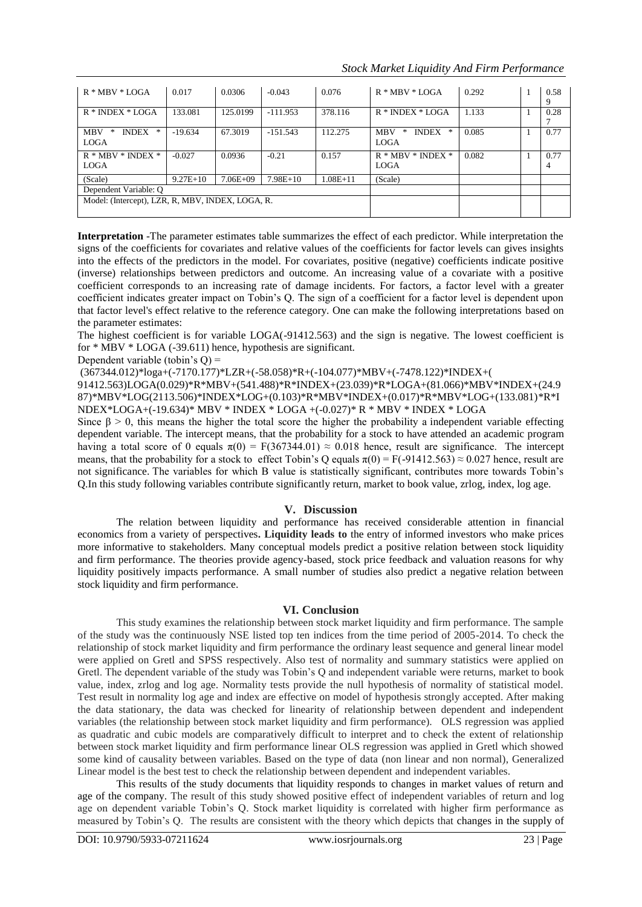| R * MBV * LOGA | 0.017 | 0.0306 | -0.043 | 0.076 | R * MBV * LOGA | 0.292 | 1 | 0.589 |
|---|---|---|---|---|---|---|---|---|
| R * INDEX * LOGA | 133.081 | 125.0199 | -111.953 | 378.116 | R * INDEX * LOGA | 1.133 | 1 | 0.287 |
| MBV * INDEX * LOGA | -19.634 | 67.3019 | -151.543 | 112.275 | MBV * INDEX * LOGA | 0.085 | 1 | 0.77 |
| R * MBV * INDEX * LOGA | -0.027 | 0.0936 | -0.21 | 0.157 | R * MBV * INDEX * LOGA | 0.082 | 1 | 0.774 |
| (Scale) | 9.27E+10 | 7.06E+09 | 7.98E+10 | 1.08E+11 | (Scale) | | | |
| Dependent Variable: Q | | | | | | | | |
| Model: (Intercept), LZR, R, MBV, INDEX, LOGA, R. | | | | | | | | |

**Interpretation** -The parameter estimates table summarizes the effect of each predictor. While interpretation the signs of the coefficients for covariates and relative values of the coefficients for factor levels can gives insights into the effects of the predictors in the model. For covariates, positive (negative) coefficients indicate positive (inverse) relationships between predictors and outcome. An increasing value of a covariate with a positive coefficient corresponds to an increasing rate of damage incidents. For factors, a factor level with a greater coefficient indicates greater impact on Tobin's Q. The sign of a coefficient for a factor level is dependent upon that factor level's effect relative to the reference category. One can make the following interpretations based on the parameter estimates:

The highest coefficient is for variable LOGA(-91412.563) and the sign is negative. The lowest coefficient is for * MBV * LOGA (-39.611) hence, hypothesis are significant.

Dependent variable (tobin's Q) =

(367344.012)*loga+(-7170.177)*LZR+(-58.058)*R+(-104.077)*MBV+(-7478.122)*INDEX+(91412.563)LOGA(0.029)*R*MBV+(541.488)*R*INDEX+(23.039)*R*LOGA+(81.066)*MBV*INDEX+(24.987)*MBV*LOG(2113.506)*INDEX*LOG+(0.103)*R*MBV*INDEX+(0.017)*R*MBV*LOG+(133.081)*R*INDEX*LOGA+(-19.634)* MBV * INDEX * LOGA +(-0.027)* R * MBV * INDEX * LOGA

Since $\beta > 0$, this means the higher the total score the higher the probability a independent variable effecting dependent variable. The intercept means, that the probability for a stock to have attended an academic program having a total score of 0 equals $\pi(0) = F(367344.01) \approx 0.018$ hence, result are significance. The intercept means, that the probability for a stock to effect Tobin's Q equals $\pi(0) = F(-91412.563) \approx 0.027$ hence, result are not significance. The variables for which B value is statistically significant, contributes more towards Tobin's Q.In this study following variables contribute significantly return, market to book value, zrlog, index, log age.

## V. Discussion

The relation between liquidity and performance has received considerable attention in financial economics from a variety of perspectives**. Liquidity leads to** the entry of informed investors who make prices more informative to stakeholders. Many conceptual models predict a positive relation between stock liquidity and firm performance. The theories provide agency-based, stock price feedback and valuation reasons for why liquidity positively impacts performance. A small number of studies also predict a negative relation between stock liquidity and firm performance.

## VI. Conclusion

This study examines the relationship between stock market liquidity and firm performance. The sample of the study was the continuously NSE listed top ten indices from the time period of 2005-2014. To check the relationship of stock market liquidity and firm performance the ordinary least sequence and general linear model were applied on Gretl and SPSS respectively. Also test of normality and summary statistics were applied on Gretl. The dependent variable of the study was Tobin's Q and independent variable were returns, market to book value, index, zrlog and log age. Normality tests provide the null hypothesis of normality of statistical model. Test result in normality log age and index are effective on model of hypothesis strongly accepted. After making the data stationary, the data was checked for linearity of relationship between dependent and independent variables (the relationship between stock market liquidity and firm performance). OLS regression was applied as quadratic and cubic models are comparatively difficult to interpret and to check the extent of relationship between stock market liquidity and firm performance linear OLS regression was applied in Gretl which showed some kind of causality between variables. Based on the type of data (non linear and non normal), Generalized Linear model is the best test to check the relationship between dependent and independent variables.

This results of the study documents that liquidity responds to changes in market values of return and age of the company. The result of this study showed positive effect of independent variables of return and log age on dependent variable Tobin's Q. Stock market liquidity is correlated with higher firm performance as measured by Tobin's Q. The results are consistent with the theory which depicts that changes in the supply of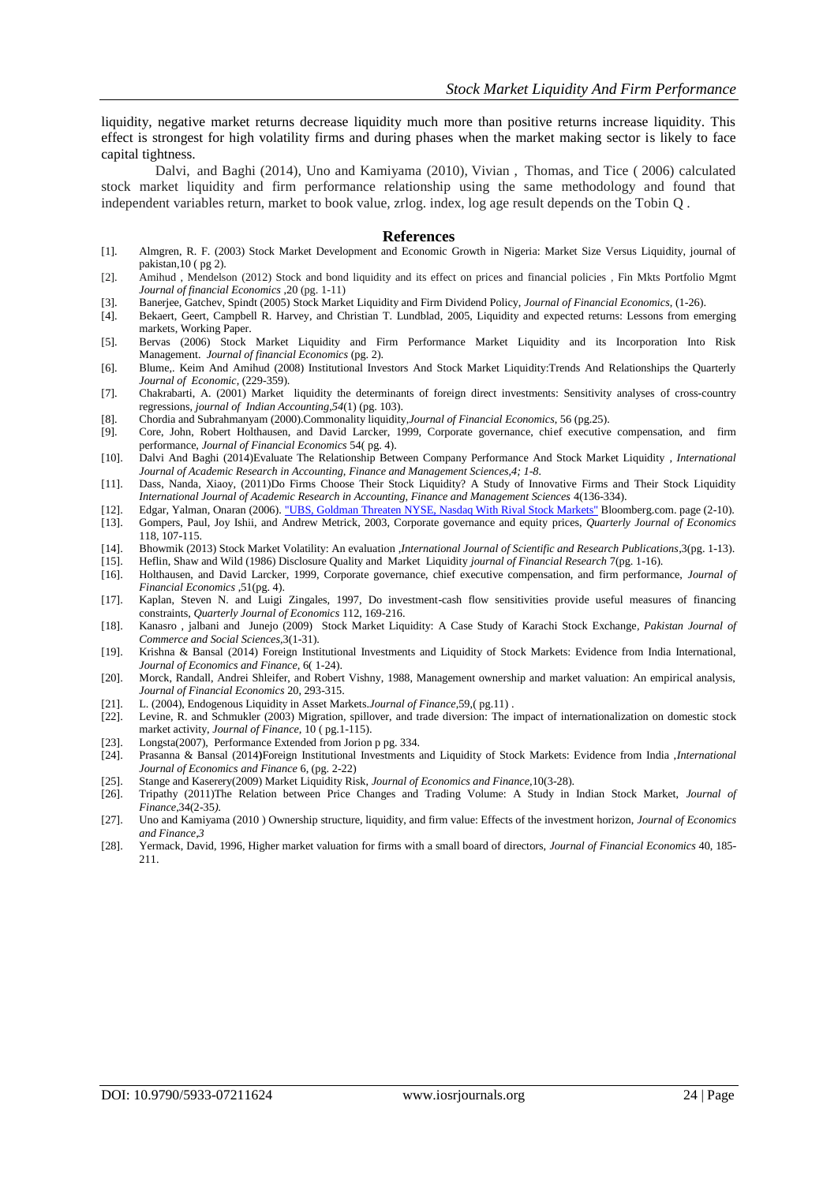liquidity, negative market returns decrease liquidity much more than positive returns increase liquidity. This effect is strongest for high volatility firms and during phases when the market making sector is likely to face capital tightness.

Dalvi, and Baghi (2014), Uno and Kamiyama (2010), Vivian , Thomas, and Tice ( 2006) calculated stock market liquidity and firm performance relationship using the same methodology and found that independent variables return, market to book value, zrlog. index, log age result depends on the Tobin Q .

## References

[1]. Almgren, R. F. (2003) Stock Market Development and Economic Growth in Nigeria: Market Size Versus Liquidity, journal of pakistan,10 ( pg 2).

[2]. Amihud , Mendelson (2012) Stock and bond liquidity and its effect on prices and financial policies , Fin Mkts Portfolio Mgmt *Journal of financial Economics* ,20 (pg. 1-11)

[3]. Banerjee, Gatchev, Spindt (2005) Stock Market Liquidity and Firm Dividend Policy, *Journal of Financial Economics*, (1-26).

[4]. Bekaert, Geert, Campbell R. Harvey, and Christian T. Lundblad, 2005, Liquidity and expected returns: Lessons from emerging markets, Working Paper.

[5]. Bervas (2006) Stock Market Liquidity and Firm Performance Market Liquidity and its Incorporation Into Risk Management. *Journal of financial Economics* (pg. 2).

[6]. Blume,. Keim And Amihud (2008) Institutional Investors And Stock Market Liquidity:Trends And Relationships the Quarterly *Journal of Economic*, (229-359).

[7]. Chakrabarti, A. (2001) Market liquidity the determinants of foreign direct investments: Sensitivity analyses of cross-country regressions, *journal of Indian Accounting*,*54*(1) (pg. 103).

[8]. Chordia and Subrahmanyam (2000).Commonality liquidity,*Journal of Financial Economics*, 56 (pg.25).

[9]. Core, John, Robert Holthausen, and David Larcker, 1999, Corporate governance, chief executive compensation, and firm performance, *Journal of Financial Economics* 54( pg. 4).

[10]. Dalvi And Baghi (2014)Evaluate The Relationship Between Company Performance And Stock Market Liquidity , *International Journal of Academic Research in Accounting, Finance and Management Sciences,4; 1-8*.

[11]. Dass, Nanda, Xiaoy, (2011)Do Firms Choose Their Stock Liquidity? A Study of Innovative Firms and Their Stock Liquidity *International Journal of Academic Research in Accounting, Finance and Management Sciences* 4(136-334).

[12]. Edgar, Yalman, Onaran (2006). "UBS, Goldman Threaten NYSE, Nasdaq With Rival Stock Markets" Bloomberg.com. page (2-10).

[13]. Gompers, Paul, Joy Ishii, and Andrew Metrick, 2003, Corporate governance and equity prices, *Quarterly Journal of Economics* 118, 107-115.

[14]. Bhowmik (2013) Stock Market Volatility: An evaluation ,*International Journal of Scientific and Research Publications*,3(pg. 1-13).

[15]. Heflin, Shaw and Wild (1986) Disclosure Quality and Market Liquidity *journal of Financial Research* 7(pg. 1-16).

[16]. Holthausen, and David Larcker, 1999, Corporate governance, chief executive compensation, and firm performance, *Journal of Financial Economics* ,51(pg. 4).

[17]. Kaplan, Steven N. and Luigi Zingales, 1997, Do investment-cash flow sensitivities provide useful measures of financing constraints, *Quarterly Journal of Economics* 112, 169-216.

[18]. Kanasro , jalbani and Junejo (2009) Stock Market Liquidity: A Case Study of Karachi Stock Exchange, *Pakistan Journal of Commerce and Social Sciences*,3(1-31).

[19]. Krishna & Bansal (2014) Foreign Institutional Investments and Liquidity of Stock Markets: Evidence from India International, *Journal of Economics and Finance*, 6( 1-24).

[20]. Morck, Randall, Andrei Shleifer, and Robert Vishny, 1988, Management ownership and market valuation: An empirical analysis, *Journal of Financial Economics* 20, 293-315.

[21]. L. (2004), Endogenous Liquidity in Asset Markets.*Journal of Finance*,59,( pg.11) .

[22]. Levine, R. and Schmukler (2003) Migration, spillover, and trade diversion: The impact of internationalization on domestic stock market activity, *Journal of Finance,* 10 ( pg.1-115).

[23]. Longsta(2007), Performance Extended from Jorion p pg. 334.

[24]. Prasanna & Bansal (2014**)**Foreign Institutional Investments and Liquidity of Stock Markets: Evidence from India ,*International Journal of Economics and Finance* 6, (pg. 2-22)

[25]. Stange and Kaserery(2009) Market Liquidity Risk, *Journal of Economics and Finance*,10(3-28).

[26]. Tripathy (2011)The Relation between Price Changes and Trading Volume: A Study in Indian Stock Market, *Journal of Finance*,34(2-35*)*.

[27]. Uno and Kamiyama (2010 ) Ownership structure, liquidity, and firm value: Effects of the investment horizon, *Journal of Economics and Finance*,*3*

[28]. Yermack, David, 1996, Higher market valuation for firms with a small board of directors, *Journal of Financial Economics* 40, 185-211.